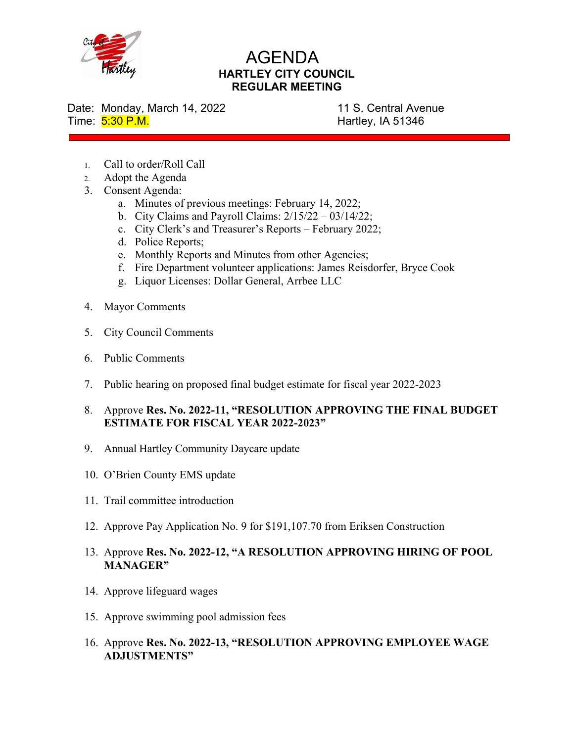# AGENDA

## HARTLEY CITY COUNCIL
## REGULAR MEETING

Date: Monday, March 14, 2022
Time: 5:30 P.M.

11 S. Central Avenue
Hartley, IA 51346

1. Call to order/Roll Call
2. Adopt the Agenda
3. Consent Agenda:
    a. Minutes of previous meetings: February 14, 2022;
    b. City Claims and Payroll Claims: 2/15/22 – 03/14/22;
    c. City Clerk's and Treasurer's Reports – February 2022;
    d. Police Reports;
    e. Monthly Reports and Minutes from other Agencies;
    f. Fire Department volunteer applications: James Reisdorfer, Bryce Cook
    g. Liquor Licenses: Dollar General, Arrbee LLC
4. Mayor Comments
5. City Council Comments
6. Public Comments
7. Public hearing on proposed final budget estimate for fiscal year 2022-2023
8. Approve **Res. No. 2022-11, "RESOLUTION APPROVING THE FINAL BUDGET ESTIMATE FOR FISCAL YEAR 2022-2023"**
9. Annual Hartley Community Daycare update
10. O'Brien County EMS update
11. Trail committee introduction
12. Approve Pay Application No. 9 for $191,107.70 from Eriksen Construction
13. Approve **Res. No. 2022-12, "A RESOLUTION APPROVING HIRING OF POOL MANAGER"**
14. Approve lifeguard wages
15. Approve swimming pool admission fees
16. Approve **Res. No. 2022-13, "RESOLUTION APPROVING EMPLOYEE WAGE ADJUSTMENTS"**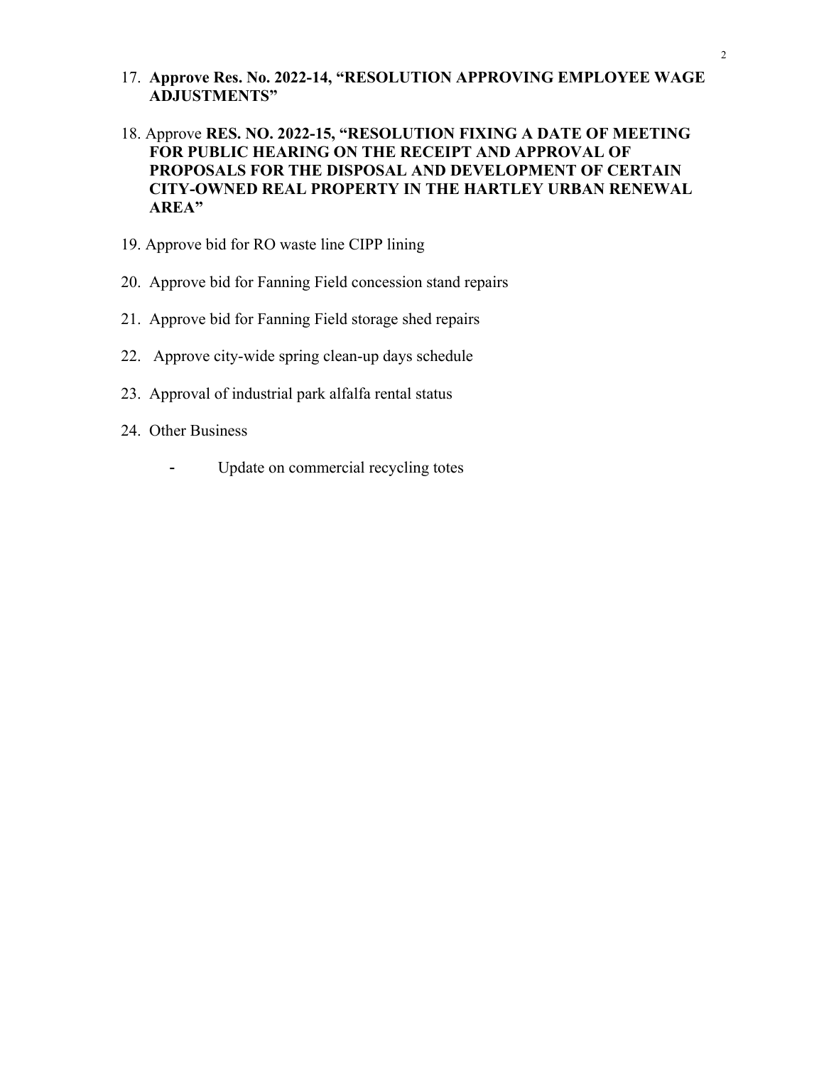17. **Approve Res. No. 2022-14, "RESOLUTION APPROVING EMPLOYEE WAGE ADJUSTMENTS"**

18. Approve **RES. NO. 2022-15, "RESOLUTION FIXING A DATE OF MEETING FOR PUBLIC HEARING ON THE RECEIPT AND APPROVAL OF PROPOSALS FOR THE DISPOSAL AND DEVELOPMENT OF CERTAIN CITY-OWNED REAL PROPERTY IN THE HARTLEY URBAN RENEWAL AREA"**

19. Approve bid for RO waste line CIPP lining

20. Approve bid for Fanning Field concession stand repairs

21. Approve bid for Fanning Field storage shed repairs

22. Approve city-wide spring clean-up days schedule

23. Approval of industrial park alfalfa rental status

24. Other Business

    - Update on commercial recycling totes